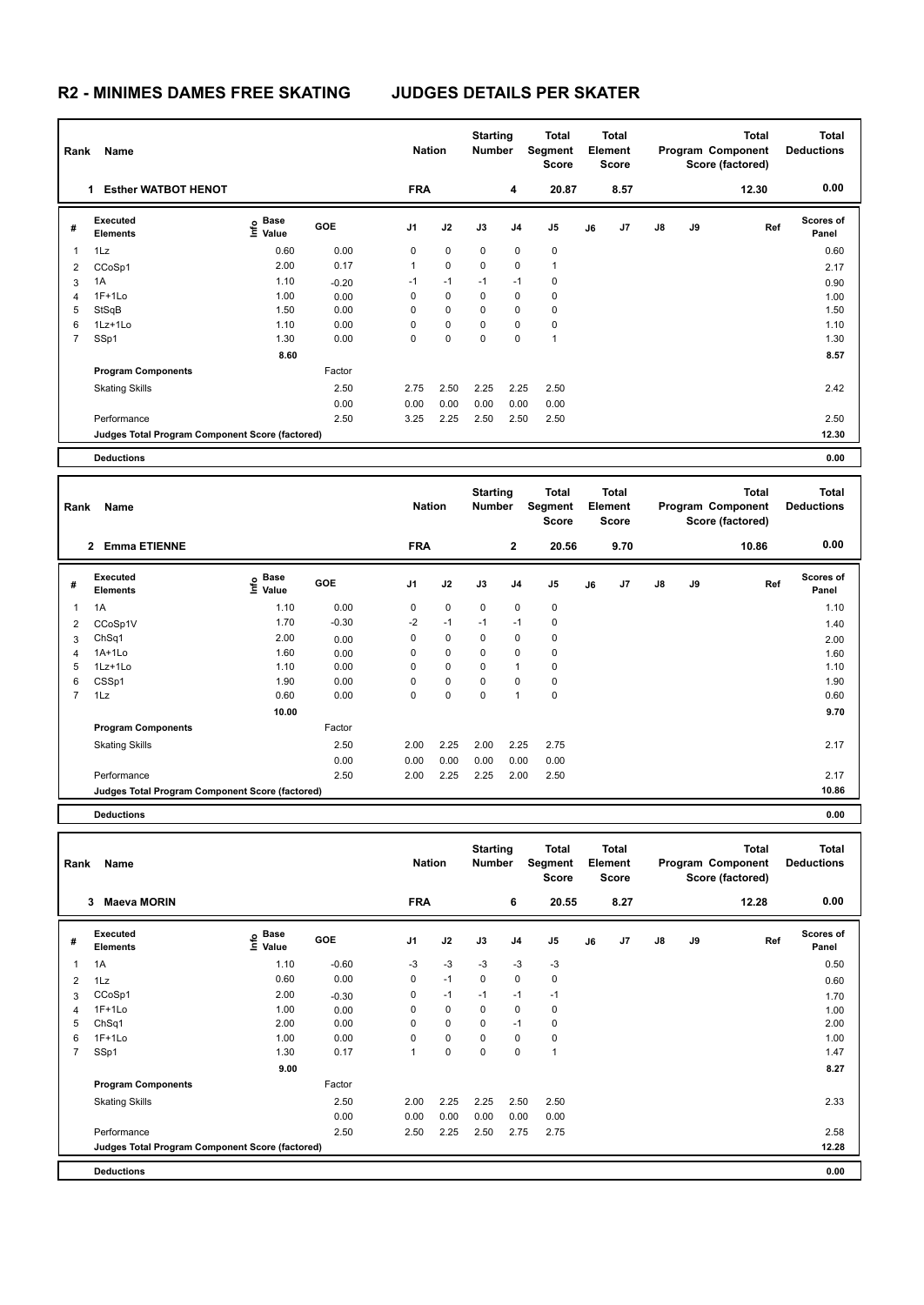# R2 - MINIMES DAMES FREE SKATING JUDGES DETAILS PER SKATER

| Rank | Name | Nation | Starting Number | Total Segment Score | Total Element Score | Total Program Component Score (factored) | Total Deductions |
|---|---|---|---|---|---|---|---|
| 1 | Esther WATBOT HENOT | FRA | 4 | 20.87 | 8.57 | 12.30 | 0.00 |

| # | Executed Elements | Info | Base Value | GOE | J1 | J2 | J3 | J4 | J5 | J6 | J7 | J8 | J9 | Ref | Scores of Panel |
|---|---|---|---|---|---|---|---|---|---|---|---|---|---|---|---|
| 1 | 1Lz | | 0.60 | 0.00 | 0 | 0 | 0 | 0 | 0 | | | | | | 0.60 |
| 2 | CCoSp1 | | 2.00 | 0.17 | 1 | 0 | 0 | 0 | 1 | | | | | | 2.17 |
| 3 | 1A | | 1.10 | -0.20 | -1 | -1 | -1 | -1 | 0 | | | | | | 0.90 |
| 4 | 1F+1Lo | | 1.00 | 0.00 | 0 | 0 | 0 | 0 | 0 | | | | | | 1.00 |
| 5 | StSqB | | 1.50 | 0.00 | 0 | 0 | 0 | 0 | 0 | | | | | | 1.50 |
| 6 | 1Lz+1Lo | | 1.10 | 0.00 | 0 | 0 | 0 | 0 | 0 | | | | | | 1.10 |
| 7 | SSp1 | | 1.30 | 0.00 | 0 | 0 | 0 | 0 | 1 | | | | | | 1.30 |
| | | | 8.60 | | | | | | | | | | | | 8.57 |
| | **Program Components** | | | Factor | | | | | | | | | | | |
| | Skating Skills | | | 2.50 | 2.75 | 2.50 | 2.25 | 2.25 | 2.50 | | | | | | 2.42 |
| | | | | 0.00 | 0.00 | 0.00 | 0.00 | 0.00 | 0.00 | | | | | | |
| | Performance | | | 2.50 | 3.25 | 2.25 | 2.50 | 2.50 | 2.50 | | | | | | 2.50 |
| | Judges Total Program Component Score (factored) | | | | | | | | | | | | | | 12.30 |
| | **Deductions** | | | | | | | | | | | | | | 0.00 |

| Rank | Name | Nation | Starting Number | Total Segment Score | Total Element Score | Total Program Component Score (factored) | Total Deductions |
|---|---|---|---|---|---|---|---|
| 2 | Emma ETIENNE | FRA | 2 | 20.56 | 9.70 | 10.86 | 0.00 |

| # | Executed Elements | Info | Base Value | GOE | J1 | J2 | J3 | J4 | J5 | J6 | J7 | J8 | J9 | Ref | Scores of Panel |
|---|---|---|---|---|---|---|---|---|---|---|---|---|---|---|---|
| 1 | 1A | | 1.10 | 0.00 | 0 | 0 | 0 | 0 | 0 | | | | | | 1.10 |
| 2 | CCoSp1V | | 1.70 | -0.30 | -2 | -1 | -1 | -1 | 0 | | | | | | 1.40 |
| 3 | ChSq1 | | 2.00 | 0.00 | 0 | 0 | 0 | 0 | 0 | | | | | | 2.00 |
| 4 | 1A+1Lo | | 1.60 | 0.00 | 0 | 0 | 0 | 0 | 0 | | | | | | 1.60 |
| 5 | 1Lz+1Lo | | 1.10 | 0.00 | 0 | 0 | 0 | 1 | 0 | | | | | | 1.10 |
| 6 | CSSp1 | | 1.90 | 0.00 | 0 | 0 | 0 | 0 | 0 | | | | | | 1.90 |
| 7 | 1Lz | | 0.60 | 0.00 | 0 | 0 | 0 | 1 | 0 | | | | | | 0.60 |
| | | | 10.00 | | | | | | | | | | | | 9.70 |
| | **Program Components** | | | Factor | | | | | | | | | | | |
| | Skating Skills | | | 2.50 | 2.00 | 2.25 | 2.00 | 2.25 | 2.75 | | | | | | 2.17 |
| | | | | 0.00 | 0.00 | 0.00 | 0.00 | 0.00 | 0.00 | | | | | | |
| | Performance | | | 2.50 | 2.00 | 2.25 | 2.25 | 2.00 | 2.50 | | | | | | 2.17 |
| | Judges Total Program Component Score (factored) | | | | | | | | | | | | | | 10.86 |
| | **Deductions** | | | | | | | | | | | | | | 0.00 |

| Rank | Name | Nation | Starting Number | Total Segment Score | Total Element Score | Total Program Component Score (factored) | Total Deductions |
|---|---|---|---|---|---|---|---|
| 3 | Maeva MORIN | FRA | 6 | 20.55 | 8.27 | 12.28 | 0.00 |

| # | Executed Elements | Info | Base Value | GOE | J1 | J2 | J3 | J4 | J5 | J6 | J7 | J8 | J9 | Ref | Scores of Panel |
|---|---|---|---|---|---|---|---|---|---|---|---|---|---|---|---|
| 1 | 1A | | 1.10 | -0.60 | -3 | -3 | -3 | -3 | -3 | | | | | | 0.50 |
| 2 | 1Lz | | 0.60 | 0.00 | 0 | -1 | 0 | 0 | 0 | | | | | | 0.60 |
| 3 | CCoSp1 | | 2.00 | -0.30 | 0 | -1 | -1 | -1 | -1 | | | | | | 1.70 |
| 4 | 1F+1Lo | | 1.00 | 0.00 | 0 | 0 | 0 | 0 | 0 | | | | | | 1.00 |
| 5 | ChSq1 | | 2.00 | 0.00 | 0 | 0 | 0 | -1 | 0 | | | | | | 2.00 |
| 6 | 1F+1Lo | | 1.00 | 0.00 | 0 | 0 | 0 | 0 | 0 | | | | | | 1.00 |
| 7 | SSp1 | | 1.30 | 0.17 | 1 | 0 | 0 | 0 | 1 | | | | | | 1.47 |
| | | | 9.00 | | | | | | | | | | | | 8.27 |
| | **Program Components** | | | Factor | | | | | | | | | | | |
| | Skating Skills | | | 2.50 | 2.00 | 2.25 | 2.25 | 2.50 | 2.50 | | | | | | 2.33 |
| | | | | 0.00 | 0.00 | 0.00 | 0.00 | 0.00 | 0.00 | | | | | | |
| | Performance | | | 2.50 | 2.50 | 2.25 | 2.50 | 2.75 | 2.75 | | | | | | 2.58 |
| | Judges Total Program Component Score (factored) | | | | | | | | | | | | | | 12.28 |
| | **Deductions** | | | | | | | | | | | | | | 0.00 |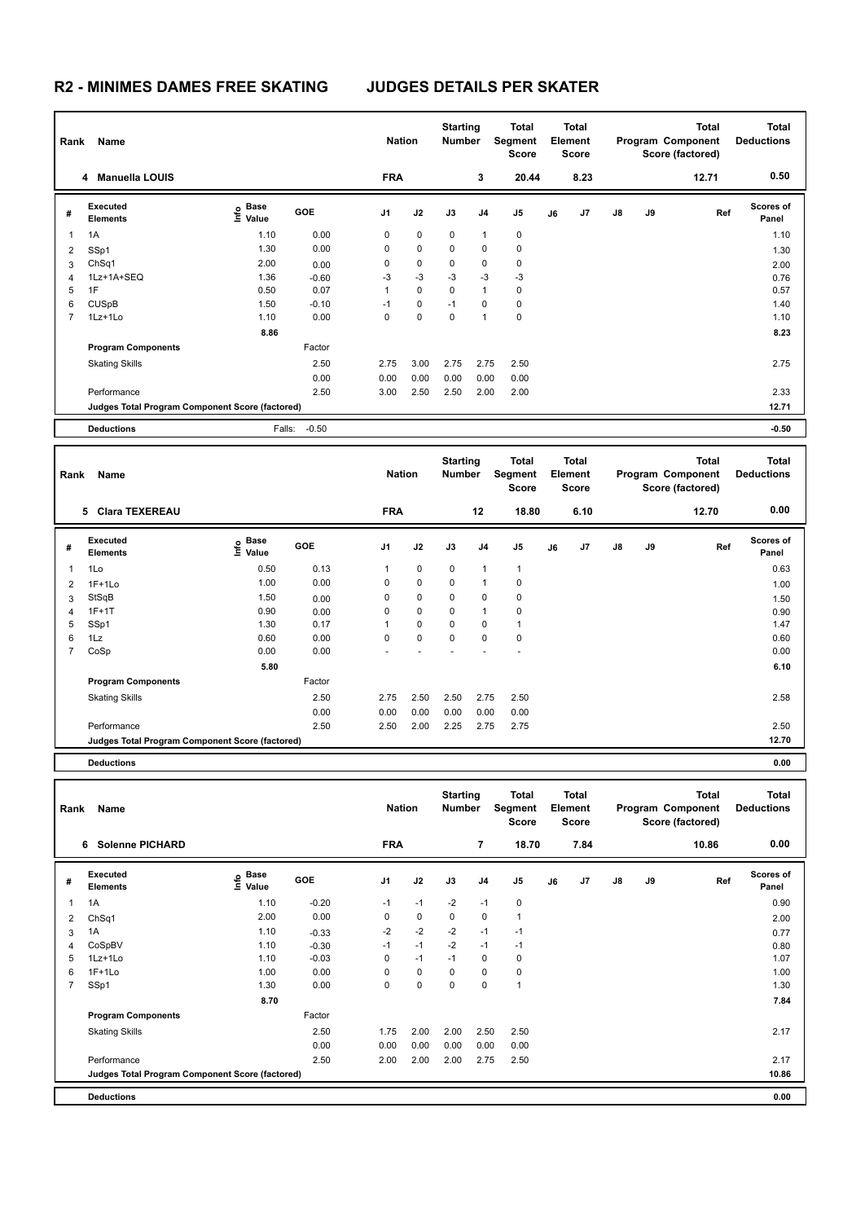# R2 - MINIMES DAMES FREE SKATING JUDGES DETAILS PER SKATER

| Rank | Name | Nation | Starting Number | Total Segment Score | Total Element Score | Total Program Component Score (factored) | Total Deductions |
|---|---|---|---|---|---|---|---|
| 4 | Manuella LOUIS | FRA | 3 | 20.44 | 8.23 | 12.71 | 0.50 |

| # | Executed Elements | Info | Base Value | GOE | J1 | J2 | J3 | J4 | J5 | J6 | J7 | J8 | J9 | Ref | Scores of Panel |
|---|---|---|---|---|---|---|---|---|---|---|---|---|---|---|---|
| 1 | 1A | | 1.10 | 0.00 | 0 | 0 | 0 | 1 | 0 | | | | | | 1.10 |
| 2 | SSp1 | | 1.30 | 0.00 | 0 | 0 | 0 | 0 | 0 | | | | | | 1.30 |
| 3 | ChSq1 | | 2.00 | 0.00 | 0 | 0 | 0 | 0 | 0 | | | | | | 2.00 |
| 4 | 1Lz+1A+SEQ | | 1.36 | -0.60 | -3 | -3 | -3 | -3 | -3 | | | | | | 0.76 |
| 5 | 1F | | 0.50 | 0.07 | 1 | 0 | 0 | 1 | 0 | | | | | | 0.57 |
| 6 | CUSpB | | 1.50 | -0.10 | -1 | 0 | -1 | 0 | 0 | | | | | | 1.40 |
| 7 | 1Lz+1Lo | | 1.10 | 0.00 | 0 | 0 | 0 | 1 | 0 | | | | | | 1.10 |
| | | | 8.86 | | | | | | | | | | | | 8.23 |
| | Program Components | | | Factor | | | | | | | | | | | |
| | Skating Skills | | | 2.50 | 2.75 | 3.00 | 2.75 | 2.75 | 2.50 | | | | | | 2.75 |
| | | | | 0.00 | 0.00 | 0.00 | 0.00 | 0.00 | 0.00 | | | | | | |
| | Performance | | | 2.50 | 3.00 | 2.50 | 2.50 | 2.00 | 2.00 | | | | | | 2.33 |
| | Judges Total Program Component Score (factored) | | | | | | | | | | | | | | 12.71 |
| | Deductions | | Falls: | -0.50 | | | | | | | | | | | -0.50 |

| Rank | Name | Nation | Starting Number | Total Segment Score | Total Element Score | Total Program Component Score (factored) | Total Deductions |
|---|---|---|---|---|---|---|---|
| 5 | Clara TEXEREAU | FRA | 12 | 18.80 | 6.10 | 12.70 | 0.00 |

| # | Executed Elements | Info | Base Value | GOE | J1 | J2 | J3 | J4 | J5 | J6 | J7 | J8 | J9 | Ref | Scores of Panel |
|---|---|---|---|---|---|---|---|---|---|---|---|---|---|---|---|
| 1 | 1Lo | | 0.50 | 0.13 | 1 | 0 | 0 | 1 | 1 | | | | | | 0.63 |
| 2 | 1F+1Lo | | 1.00 | 0.00 | 0 | 0 | 0 | 1 | 0 | | | | | | 1.00 |
| 3 | StSqB | | 1.50 | 0.00 | 0 | 0 | 0 | 0 | 0 | | | | | | 1.50 |
| 4 | 1F+1T | | 0.90 | 0.00 | 0 | 0 | 0 | 1 | 0 | | | | | | 0.90 |
| 5 | SSp1 | | 1.30 | 0.17 | 1 | 0 | 0 | 0 | 1 | | | | | | 1.47 |
| 6 | 1Lz | | 0.60 | 0.00 | 0 | 0 | 0 | 0 | 0 | | | | | | 0.60 |
| 7 | CoSp | | 0.00 | 0.00 | - | - | - | - | - | | | | | | 0.00 |
| | | | 5.80 | | | | | | | | | | | | 6.10 |
| | Program Components | | | Factor | | | | | | | | | | | |
| | Skating Skills | | | 2.50 | 2.75 | 2.50 | 2.50 | 2.75 | 2.50 | | | | | | 2.58 |
| | | | | 0.00 | 0.00 | 0.00 | 0.00 | 0.00 | 0.00 | | | | | | |
| | Performance | | | 2.50 | 2.50 | 2.00 | 2.25 | 2.75 | 2.75 | | | | | | 2.50 |
| | Judges Total Program Component Score (factored) | | | | | | | | | | | | | | 12.70 |
| | Deductions | | | | | | | | | | | | | | 0.00 |

| Rank | Name | Nation | Starting Number | Total Segment Score | Total Element Score | Total Program Component Score (factored) | Total Deductions |
|---|---|---|---|---|---|---|---|
| 6 | Solenne PICHARD | FRA | 7 | 18.70 | 7.84 | 10.86 | 0.00 |

| # | Executed Elements | Info | Base Value | GOE | J1 | J2 | J3 | J4 | J5 | J6 | J7 | J8 | J9 | Ref | Scores of Panel |
|---|---|---|---|---|---|---|---|---|---|---|---|---|---|---|---|
| 1 | 1A | | 1.10 | -0.20 | -1 | -1 | -2 | -1 | 0 | | | | | | 0.90 |
| 2 | ChSq1 | | 2.00 | 0.00 | 0 | 0 | 0 | 0 | 1 | | | | | | 2.00 |
| 3 | 1A | | 1.10 | -0.33 | -2 | -2 | -2 | -1 | -1 | | | | | | 0.77 |
| 4 | CoSpBV | | 1.10 | -0.30 | -1 | -1 | -2 | -1 | -1 | | | | | | 0.80 |
| 5 | 1Lz+1Lo | | 1.10 | -0.03 | 0 | -1 | -1 | 0 | 0 | | | | | | 1.07 |
| 6 | 1F+1Lo | | 1.00 | 0.00 | 0 | 0 | 0 | 0 | 0 | | | | | | 1.00 |
| 7 | SSp1 | | 1.30 | 0.00 | 0 | 0 | 0 | 0 | 1 | | | | | | 1.30 |
| | | | 8.70 | | | | | | | | | | | | 7.84 |
| | Program Components | | | Factor | | | | | | | | | | | |
| | Skating Skills | | | 2.50 | 1.75 | 2.00 | 2.00 | 2.50 | 2.50 | | | | | | 2.17 |
| | | | | 0.00 | 0.00 | 0.00 | 0.00 | 0.00 | 0.00 | | | | | | |
| | Performance | | | 2.50 | 2.00 | 2.00 | 2.00 | 2.75 | 2.50 | | | | | | 2.17 |
| | Judges Total Program Component Score (factored) | | | | | | | | | | | | | | 10.86 |
| | Deductions | | | | | | | | | | | | | | 0.00 |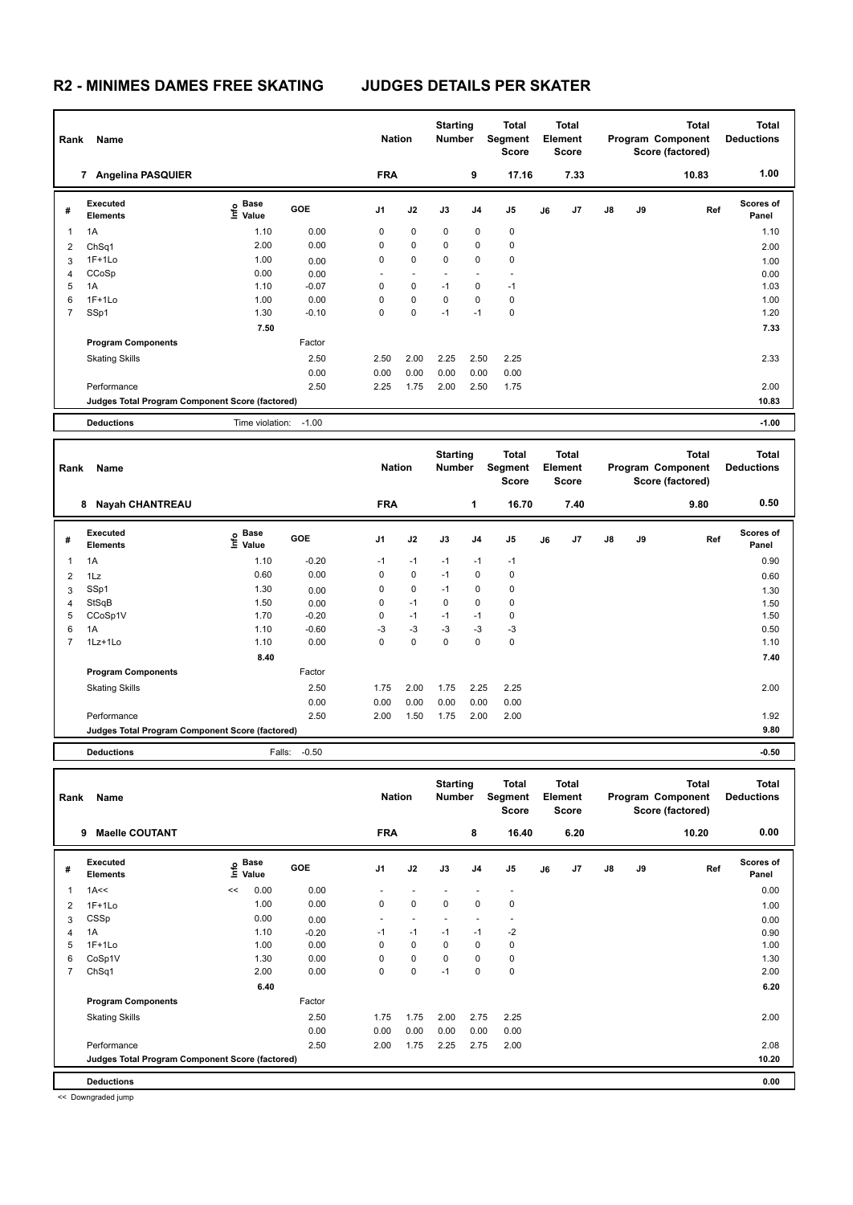# R2 - MINIMES DAMES FREE SKATING JUDGES DETAILS PER SKATER

| Rank | Name | Nation | Starting Number | Total Segment Score | Total Element Score | Total Program Component Score (factored) | Total Deductions |
|---|---|---|---|---|---|---|---|
| 7 | Angelina PASQUIER | FRA | 9 | 17.16 | 7.33 | 10.83 | 1.00 |

| # | Executed Elements | Info | Base Value | GOE | J1 | J2 | J3 | J4 | J5 | J6 | J7 | J8 | J9 | Ref | Scores of Panel |
|---|---|---|---|---|---|---|---|---|---|---|---|---|---|---|---|
| 1 | 1A | | 1.10 | 0.00 | 0 | 0 | 0 | 0 | 0 | | | | | | 1.10 |
| 2 | ChSq1 | | 2.00 | 0.00 | 0 | 0 | 0 | 0 | 0 | | | | | | 2.00 |
| 3 | 1F+1Lo | | 1.00 | 0.00 | 0 | 0 | 0 | 0 | 0 | | | | | | 1.00 |
| 4 | CCoSp | | 0.00 | 0.00 | - | - | - | - | - | | | | | | 0.00 |
| 5 | 1A | | 1.10 | -0.07 | 0 | 0 | -1 | 0 | -1 | | | | | | 1.03 |
| 6 | 1F+1Lo | | 1.00 | 0.00 | 0 | 0 | 0 | 0 | 0 | | | | | | 1.00 |
| 7 | SSp1 | | 1.30 | -0.10 | 0 | 0 | -1 | -1 | 0 | | | | | | 1.20 |
| | | | 7.50 | | | | | | | | | | | | 7.33 |
| | **Program Components** | | | Factor | | | | | | | | | | | |
| | Skating Skills | | | 2.50 | 2.50 | 2.00 | 2.25 | 2.50 | 2.25 | | | | | | 2.33 |
| | | | | 0.00 | 0.00 | 0.00 | 0.00 | 0.00 | 0.00 | | | | | | |
| | Performance | | | 2.50 | 2.25 | 1.75 | 2.00 | 2.50 | 1.75 | | | | | | 2.00 |
| | **Judges Total Program Component Score (factored)** | | | | | | | | | | | | | | 10.83 |
| | **Deductions** | | Time violation: | -1.00 | | | | | | | | | | | -1.00 |

| Rank | Name | Nation | Starting Number | Total Segment Score | Total Element Score | Total Program Component Score (factored) | Total Deductions |
|---|---|---|---|---|---|---|---|
| 8 | Nayah CHANTREAU | FRA | 1 | 16.70 | 7.40 | 9.80 | 0.50 |

| # | Executed Elements | Info | Base Value | GOE | J1 | J2 | J3 | J4 | J5 | J6 | J7 | J8 | J9 | Ref | Scores of Panel |
|---|---|---|---|---|---|---|---|---|---|---|---|---|---|---|---|
| 1 | 1A | | 1.10 | -0.20 | -1 | -1 | -1 | -1 | -1 | | | | | | 0.90 |
| 2 | 1Lz | | 0.60 | 0.00 | 0 | 0 | -1 | 0 | 0 | | | | | | 0.60 |
| 3 | SSp1 | | 1.30 | 0.00 | 0 | 0 | -1 | 0 | 0 | | | | | | 1.30 |
| 4 | StSqB | | 1.50 | 0.00 | 0 | -1 | 0 | 0 | 0 | | | | | | 1.50 |
| 5 | CCoSp1V | | 1.70 | -0.20 | 0 | -1 | -1 | -1 | 0 | | | | | | 1.50 |
| 6 | 1A | | 1.10 | -0.60 | -3 | -3 | -3 | -3 | -3 | | | | | | 0.50 |
| 7 | 1Lz+1Lo | | 1.10 | 0.00 | 0 | 0 | 0 | 0 | 0 | | | | | | 1.10 |
| | | | 8.40 | | | | | | | | | | | | 7.40 |
| | **Program Components** | | | Factor | | | | | | | | | | | |
| | Skating Skills | | | 2.50 | 1.75 | 2.00 | 1.75 | 2.25 | 2.25 | | | | | | 2.00 |
| | | | | 0.00 | 0.00 | 0.00 | 0.00 | 0.00 | 0.00 | | | | | | |
| | Performance | | | 2.50 | 2.00 | 1.50 | 1.75 | 2.00 | 2.00 | | | | | | 1.92 |
| | **Judges Total Program Component Score (factored)** | | | | | | | | | | | | | | 9.80 |
| | **Deductions** | | Falls: | -0.50 | | | | | | | | | | | -0.50 |

| Rank | Name | Nation | Starting Number | Total Segment Score | Total Element Score | Total Program Component Score (factored) | Total Deductions |
|---|---|---|---|---|---|---|---|
| 9 | Maelle COUTANT | FRA | 8 | 16.40 | 6.20 | 10.20 | 0.00 |

| # | Executed Elements | Info | Base Value | GOE | J1 | J2 | J3 | J4 | J5 | J6 | J7 | J8 | J9 | Ref | Scores of Panel |
|---|---|---|---|---|---|---|---|---|---|---|---|---|---|---|---|
| 1 | 1A<< | << | 0.00 | 0.00 | - | - | - | - | - | | | | | | 0.00 |
| 2 | 1F+1Lo | | 1.00 | 0.00 | 0 | 0 | 0 | 0 | 0 | | | | | | 1.00 |
| 3 | CSSp | | 0.00 | 0.00 | - | - | - | - | - | | | | | | 0.00 |
| 4 | 1A | | 1.10 | -0.20 | -1 | -1 | -1 | -1 | -2 | | | | | | 0.90 |
| 5 | 1F+1Lo | | 1.00 | 0.00 | 0 | 0 | 0 | 0 | 0 | | | | | | 1.00 |
| 6 | CoSp1V | | 1.30 | 0.00 | 0 | 0 | 0 | 0 | 0 | | | | | | 1.30 |
| 7 | ChSq1 | | 2.00 | 0.00 | 0 | 0 | -1 | 0 | 0 | | | | | | 2.00 |
| | | | 6.40 | | | | | | | | | | | | 6.20 |
| | **Program Components** | | | Factor | | | | | | | | | | | |
| | Skating Skills | | | 2.50 | 1.75 | 1.75 | 2.00 | 2.75 | 2.25 | | | | | | 2.00 |
| | | | | 0.00 | 0.00 | 0.00 | 0.00 | 0.00 | 0.00 | | | | | | |
| | Performance | | | 2.50 | 2.00 | 1.75 | 2.25 | 2.75 | 2.00 | | | | | | 2.08 |
| | **Judges Total Program Component Score (factored)** | | | | | | | | | | | | | | 10.20 |
| | **Deductions** | | | | | | | | | | | | | | 0.00 |

<< Downgraded jump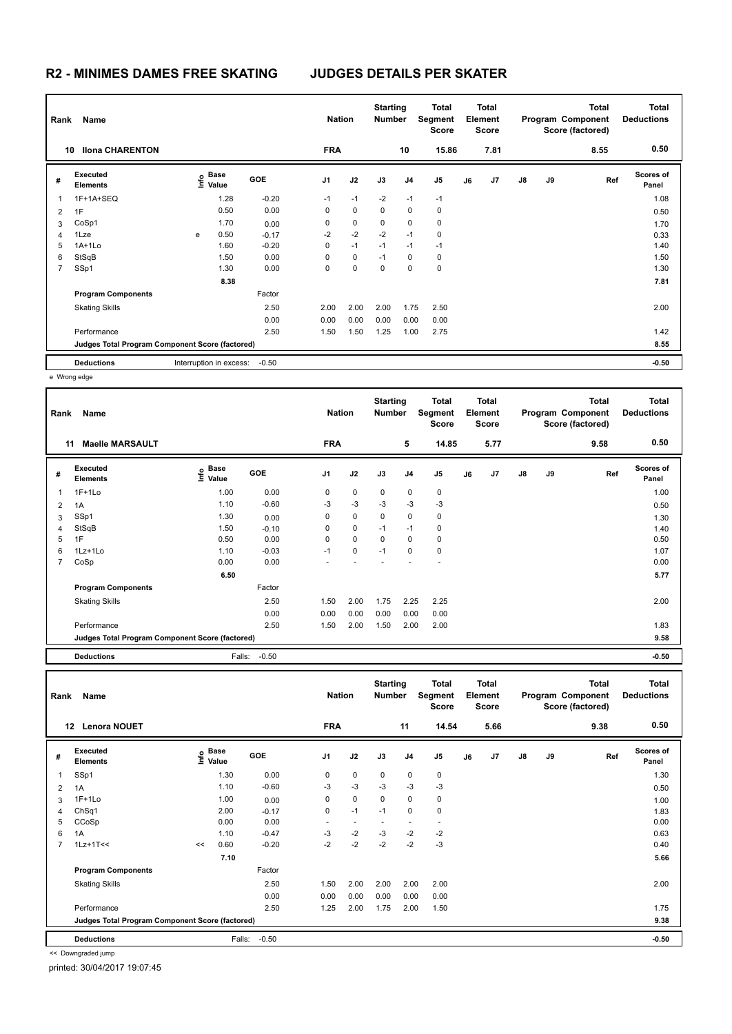# R2 - MINIMES DAMES FREE SKATING JUDGES DETAILS PER SKATER

| Rank | Name | Nation | Starting Number | Total Segment Score | Total Element Score | Total Program Component Score (factored) | Total Deductions |
|---|---|---|---|---|---|---|---|
| 10 | Ilona CHARENTON | FRA | 10 | 15.86 | 7.81 | 8.55 | 0.50 |

| # | Executed Elements | Info | Base Value | GOE | J1 | J2 | J3 | J4 | J5 | J6 | J7 | J8 | J9 | Ref | Scores of Panel |
|---|---|---|---|---|---|---|---|---|---|---|---|---|---|---|---|
| 1 | 1F+1A+SEQ | | 1.28 | -0.20 | -1 | -1 | -2 | -1 | -1 | | | | | | 1.08 |
| 2 | 1F | | 0.50 | 0.00 | 0 | 0 | 0 | 0 | 0 | | | | | | 0.50 |
| 3 | CoSp1 | | 1.70 | 0.00 | 0 | 0 | 0 | 0 | 0 | | | | | | 1.70 |
| 4 | 1Lze | e | 0.50 | -0.17 | -2 | -2 | -2 | -1 | 0 | | | | | | 0.33 |
| 5 | 1A+1Lo | | 1.60 | -0.20 | 0 | -1 | -1 | -1 | -1 | | | | | | 1.40 |
| 6 | StSqB | | 1.50 | 0.00 | 0 | 0 | -1 | 0 | 0 | | | | | | 1.50 |
| 7 | SSp1 | | 1.30 | 0.00 | 0 | 0 | 0 | 0 | 0 | | | | | | 1.30 |
| | | | 8.38 | | | | | | | | | | | | 7.81 |
| | Program Components | | | Factor | | | | | | | | | | | |
| | Skating Skills | | | 2.50 | 2.00 | 2.00 | 2.00 | 1.75 | 2.50 | | | | | | 2.00 |
| | | | | 0.00 | 0.00 | 0.00 | 0.00 | 0.00 | 0.00 | | | | | | |
| | Performance | | | 2.50 | 1.50 | 1.50 | 1.25 | 1.00 | 2.75 | | | | | | 1.42 |
| | Judges Total Program Component Score (factored) | | | | | | | | | | | | | | 8.55 |
| | Deductions | Interruption in excess: | | -0.50 | | | | | | | | | | | -0.50 |

e Wrong edge

| Rank | Name | Nation | Starting Number | Total Segment Score | Total Element Score | Total Program Component Score (factored) | Total Deductions |
|---|---|---|---|---|---|---|---|
| 11 | Maelle MARSAULT | FRA | 5 | 14.85 | 5.77 | 9.58 | 0.50 |

| # | Executed Elements | Info | Base Value | GOE | J1 | J2 | J3 | J4 | J5 | J6 | J7 | J8 | J9 | Ref | Scores of Panel |
|---|---|---|---|---|---|---|---|---|---|---|---|---|---|---|---|
| 1 | 1F+1Lo | | 1.00 | 0.00 | 0 | 0 | 0 | 0 | 0 | | | | | | 1.00 |
| 2 | 1A | | 1.10 | -0.60 | -3 | -3 | -3 | -3 | -3 | | | | | | 0.50 |
| 3 | SSp1 | | 1.30 | 0.00 | 0 | 0 | 0 | 0 | 0 | | | | | | 1.30 |
| 4 | StSqB | | 1.50 | -0.10 | 0 | 0 | -1 | -1 | 0 | | | | | | 1.40 |
| 5 | 1F | | 0.50 | 0.00 | 0 | 0 | 0 | 0 | 0 | | | | | | 0.50 |
| 6 | 1Lz+1Lo | | 1.10 | -0.03 | -1 | 0 | -1 | 0 | 0 | | | | | | 1.07 |
| 7 | CoSp | | 0.00 | 0.00 | - | - | - | - | - | | | | | | 0.00 |
| | | | 6.50 | | | | | | | | | | | | 5.77 |
| | Program Components | | | Factor | | | | | | | | | | | |
| | Skating Skills | | | 2.50 | 1.50 | 2.00 | 1.75 | 2.25 | 2.25 | | | | | | 2.00 |
| | | | | 0.00 | 0.00 | 0.00 | 0.00 | 0.00 | 0.00 | | | | | | |
| | Performance | | | 2.50 | 1.50 | 2.00 | 1.50 | 2.00 | 2.00 | | | | | | 1.83 |
| | Judges Total Program Component Score (factored) | | | | | | | | | | | | | | 9.58 |
| | Deductions | Falls: | | -0.50 | | | | | | | | | | | -0.50 |

| Rank | Name | Nation | Starting Number | Total Segment Score | Total Element Score | Total Program Component Score (factored) | Total Deductions |
|---|---|---|---|---|---|---|---|
| 12 | Lenora NOUET | FRA | 11 | 14.54 | 5.66 | 9.38 | 0.50 |

| # | Executed Elements | Info | Base Value | GOE | J1 | J2 | J3 | J4 | J5 | J6 | J7 | J8 | J9 | Ref | Scores of Panel |
|---|---|---|---|---|---|---|---|---|---|---|---|---|---|---|---|
| 1 | SSp1 | | 1.30 | 0.00 | 0 | 0 | 0 | 0 | 0 | | | | | | 1.30 |
| 2 | 1A | | 1.10 | -0.60 | -3 | -3 | -3 | -3 | -3 | | | | | | 0.50 |
| 3 | 1F+1Lo | | 1.00 | 0.00 | 0 | 0 | 0 | 0 | 0 | | | | | | 1.00 |
| 4 | ChSq1 | | 2.00 | -0.17 | 0 | -1 | -1 | 0 | 0 | | | | | | 1.83 |
| 5 | CCoSp | | 0.00 | 0.00 | - | - | - | - | - | | | | | | 0.00 |
| 6 | 1A | | 1.10 | -0.47 | -3 | -2 | -3 | -2 | -2 | | | | | | 0.63 |
| 7 | 1Lz+1T<< | << | 0.60 | -0.20 | -2 | -2 | -2 | -2 | -3 | | | | | | 0.40 |
| | | | 7.10 | | | | | | | | | | | | 5.66 |
| | Program Components | | | Factor | | | | | | | | | | | |
| | Skating Skills | | | 2.50 | 1.50 | 2.00 | 2.00 | 2.00 | 2.00 | | | | | | 2.00 |
| | | | | 0.00 | 0.00 | 0.00 | 0.00 | 0.00 | 0.00 | | | | | | |
| | Performance | | | 2.50 | 1.25 | 2.00 | 1.75 | 2.00 | 1.50 | | | | | | 1.75 |
| | Judges Total Program Component Score (factored) | | | | | | | | | | | | | | 9.38 |
| | Deductions | Falls: | | -0.50 | | | | | | | | | | | -0.50 |

<< Downgraded jump

printed: 30/04/2017 19:07:45